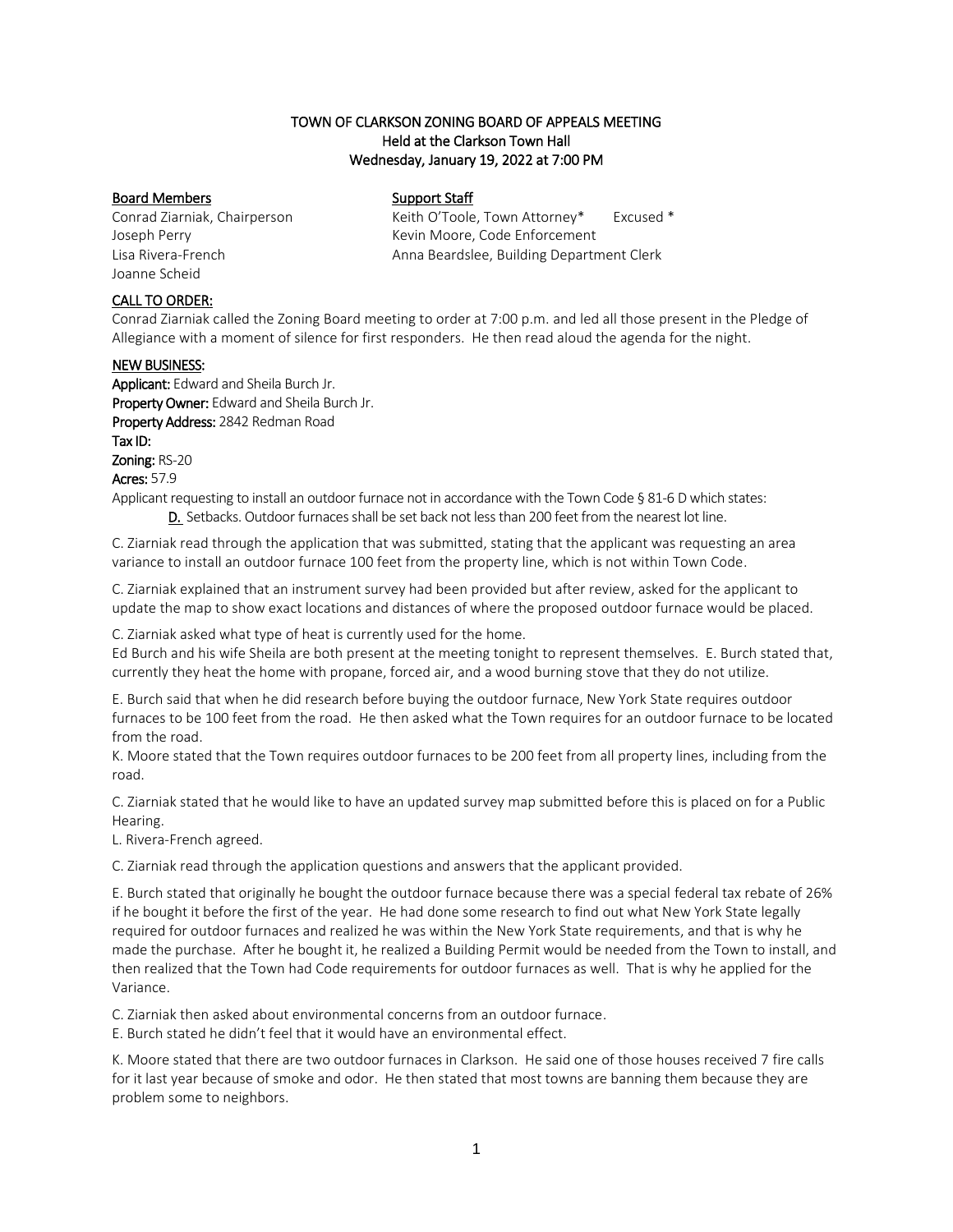# TOWN OF CLARKSON ZONING BOARD OF APPEALS MEETING
## Held at the Clarkson Town Hall
## Wednesday, January 19, 2022 at 7:00 PM

| Board Members | Support Staff |
|---|---|
| Conrad Ziarniak, Chairperson | Keith O'Toole, Town Attorney* Excused * |
| Joseph Perry | Kevin Moore, Code Enforcement |
| Lisa Rivera-French | Anna Beardslee, Building Department Clerk |
| Joanne Scheid | |

**CALL TO ORDER:**
Conrad Ziarniak called the Zoning Board meeting to order at 7:00 p.m. and led all those present in the Pledge of Allegiance with a moment of silence for first responders. He then read aloud the agenda for the night.

**NEW BUSINESS:**
**Applicant:** Edward and Sheila Burch Jr.
**Property Owner:** Edward and Sheila Burch Jr.
**Property Address:** 2842 Redman Road
**Tax ID:**
**Zoning:** RS-20
**Acres:** 57.9
Applicant requesting to install an outdoor furnace not in accordance with the Town Code § 81-6 D which states:

> **D.** Setbacks. Outdoor furnaces shall be set back not less than 200 feet from the nearest lot line.

C. Ziarniak read through the application that was submitted, stating that the applicant was requesting an area variance to install an outdoor furnace 100 feet from the property line, which is not within Town Code.

C. Ziarniak explained that an instrument survey had been provided but after review, asked for the applicant to update the map to show exact locations and distances of where the proposed outdoor furnace would be placed.

C. Ziarniak asked what type of heat is currently used for the home.
Ed Burch and his wife Sheila are both present at the meeting tonight to represent themselves. E. Burch stated that, currently they heat the home with propane, forced air, and a wood burning stove that they do not utilize.

E. Burch said that when he did research before buying the outdoor furnace, New York State requires outdoor furnaces to be 100 feet from the road. He then asked what the Town requires for an outdoor furnace to be located from the road.
K. Moore stated that the Town requires outdoor furnaces to be 200 feet from all property lines, including from the road.

C. Ziarniak stated that he would like to have an updated survey map submitted before this is placed on for a Public Hearing.
L. Rivera-French agreed.

C. Ziarniak read through the application questions and answers that the applicant provided.

E. Burch stated that originally he bought the outdoor furnace because there was a special federal tax rebate of 26% if he bought it before the first of the year. He had done some research to find out what New York State legally required for outdoor furnaces and realized he was within the New York State requirements, and that is why he made the purchase. After he bought it, he realized a Building Permit would be needed from the Town to install, and then realized that the Town had Code requirements for outdoor furnaces as well. That is why he applied for the Variance.

C. Ziarniak then asked about environmental concerns from an outdoor furnace.
E. Burch stated he didn't feel that it would have an environmental effect.

K. Moore stated that there are two outdoor furnaces in Clarkson. He said one of those houses received 7 fire calls for it last year because of smoke and odor. He then stated that most towns are banning them because they are problem some to neighbors.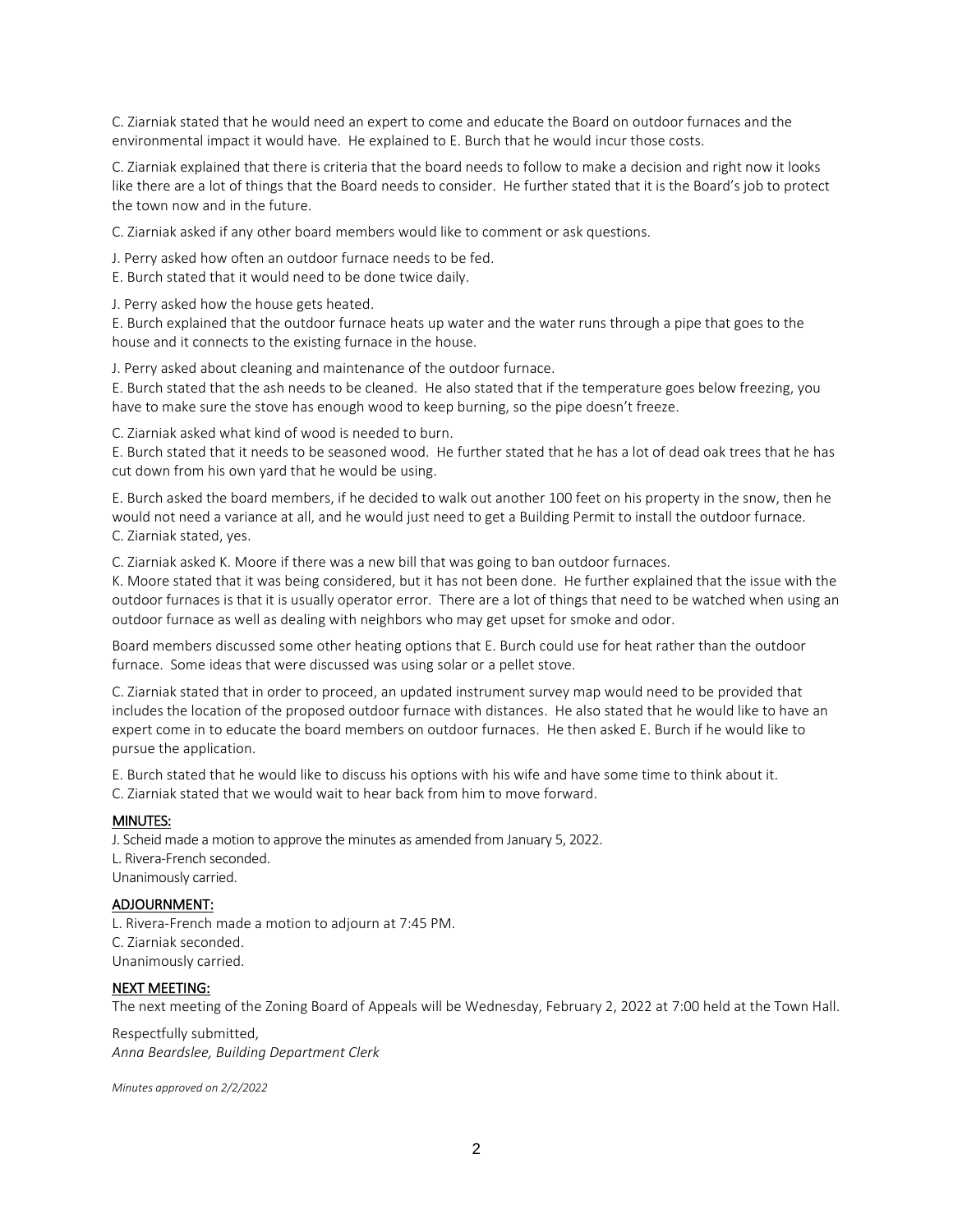C. Ziarniak stated that he would need an expert to come and educate the Board on outdoor furnaces and the environmental impact it would have. He explained to E. Burch that he would incur those costs.

C. Ziarniak explained that there is criteria that the board needs to follow to make a decision and right now it looks like there are a lot of things that the Board needs to consider. He further stated that it is the Board's job to protect the town now and in the future.

C. Ziarniak asked if any other board members would like to comment or ask questions.

J. Perry asked how often an outdoor furnace needs to be fed.
E. Burch stated that it would need to be done twice daily.

J. Perry asked how the house gets heated.
E. Burch explained that the outdoor furnace heats up water and the water runs through a pipe that goes to the house and it connects to the existing furnace in the house.

J. Perry asked about cleaning and maintenance of the outdoor furnace.
E. Burch stated that the ash needs to be cleaned. He also stated that if the temperature goes below freezing, you have to make sure the stove has enough wood to keep burning, so the pipe doesn't freeze.

C. Ziarniak asked what kind of wood is needed to burn.
E. Burch stated that it needs to be seasoned wood. He further stated that he has a lot of dead oak trees that he has cut down from his own yard that he would be using.

E. Burch asked the board members, if he decided to walk out another 100 feet on his property in the snow, then he would not need a variance at all, and he would just need to get a Building Permit to install the outdoor furnace.
C. Ziarniak stated, yes.

C. Ziarniak asked K. Moore if there was a new bill that was going to ban outdoor furnaces.
K. Moore stated that it was being considered, but it has not been done. He further explained that the issue with the outdoor furnaces is that it is usually operator error. There are a lot of things that need to be watched when using an outdoor furnace as well as dealing with neighbors who may get upset for smoke and odor.

Board members discussed some other heating options that E. Burch could use for heat rather than the outdoor furnace. Some ideas that were discussed was using solar or a pellet stove.

C. Ziarniak stated that in order to proceed, an updated instrument survey map would need to be provided that includes the location of the proposed outdoor furnace with distances. He also stated that he would like to have an expert come in to educate the board members on outdoor furnaces. He then asked E. Burch if he would like to pursue the application.

E. Burch stated that he would like to discuss his options with his wife and have some time to think about it.
C. Ziarniak stated that we would wait to hear back from him to move forward.

## MINUTES:

J. Scheid made a motion to approve the minutes as amended from January 5, 2022.
L. Rivera-French seconded.
Unanimously carried.

## ADJOURNMENT:

L. Rivera-French made a motion to adjourn at 7:45 PM.
C. Ziarniak seconded.
Unanimously carried.

## NEXT MEETING:

The next meeting of the Zoning Board of Appeals will be Wednesday, February 2, 2022 at 7:00 held at the Town Hall.

Respectfully submitted,
*Anna Beardslee, Building Department Clerk*

*Minutes approved on 2/2/2022*